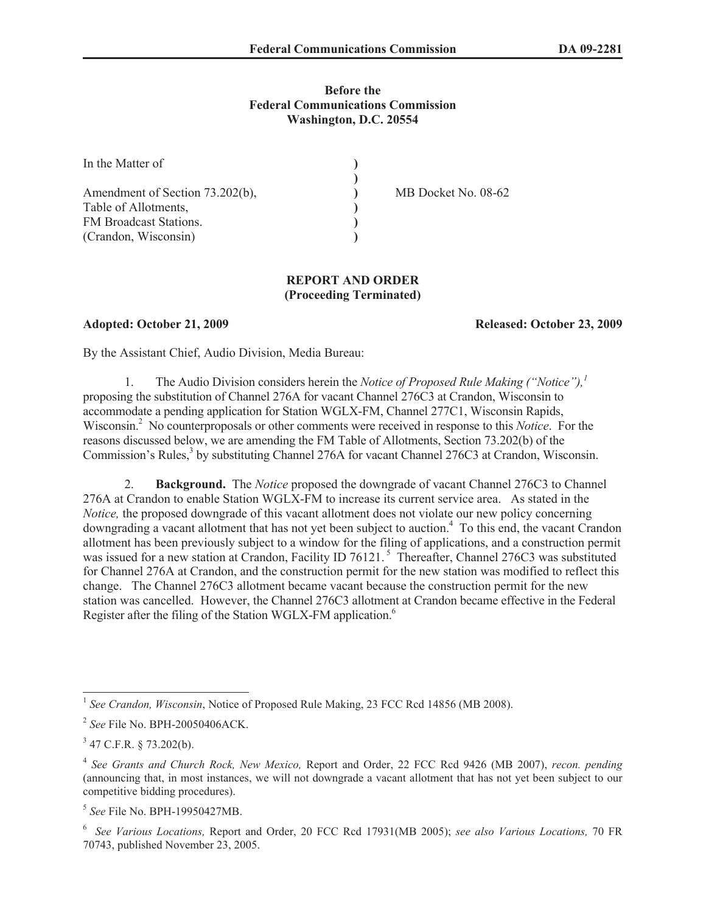**Before the**
**Federal Communications Commission**
**Washington, D.C. 20554**

| | | |
|---|---|---|
| In the Matter of | ) | |
| | ) | |
| Amendment of Section 73.202(b), | ) | MB Docket No. 08-62 |
| Table of Allotments, | ) | |
| FM Broadcast Stations. | ) | |
| (Crandon, Wisconsin) | ) | |

**REPORT AND ORDER**
**(Proceeding Terminated)**

**Adopted: October 21, 2009** **Released: October 23, 2009**

By the Assistant Chief, Audio Division, Media Bureau:

1. The Audio Division considers herein the *Notice of Proposed Rule Making ("Notice"),*[1] proposing the substitution of Channel 276A for vacant Channel 276C3 at Crandon, Wisconsin to accommodate a pending application for Station WGLX-FM, Channel 277C1, Wisconsin Rapids, Wisconsin.[2] No counterproposals or other comments were received in response to this *Notice*. For the reasons discussed below, we are amending the FM Table of Allotments, Section 73.202(b) of the Commission's Rules,[3] by substituting Channel 276A for vacant Channel 276C3 at Crandon, Wisconsin.

2. **Background.** The *Notice* proposed the downgrade of vacant Channel 276C3 to Channel 276A at Crandon to enable Station WGLX-FM to increase its current service area. As stated in the *Notice,* the proposed downgrade of this vacant allotment does not violate our new policy concerning downgrading a vacant allotment that has not yet been subject to auction.[4] To this end, the vacant Crandon allotment has been previously subject to a window for the filing of applications, and a construction permit was issued for a new station at Crandon, Facility ID 76121.[5] Thereafter, Channel 276C3 was substituted for Channel 276A at Crandon, and the construction permit for the new station was modified to reflect this change. The Channel 276C3 allotment became vacant because the construction permit for the new station was cancelled. However, the Channel 276C3 allotment at Crandon became effective in the Federal Register after the filing of the Station WGLX-FM application.[6]

---

[1] *See Crandon, Wisconsin*, Notice of Proposed Rule Making, 23 FCC Rcd 14856 (MB 2008).

[2] *See* File No. BPH-20050406ACK.

[3] 47 C.F.R. § 73.202(b).

[4] *See Grants and Church Rock, New Mexico,* Report and Order, 22 FCC Rcd 9426 (MB 2007), *recon. pending* (announcing that, in most instances, we will not downgrade a vacant allotment that has not yet been subject to our competitive bidding procedures).

[5] *See* File No. BPH-19950427MB.

[6] *See Various Locations,* Report and Order, 20 FCC Rcd 17931(MB 2005); *see also Various Locations,* 70 FR 70743, published November 23, 2005.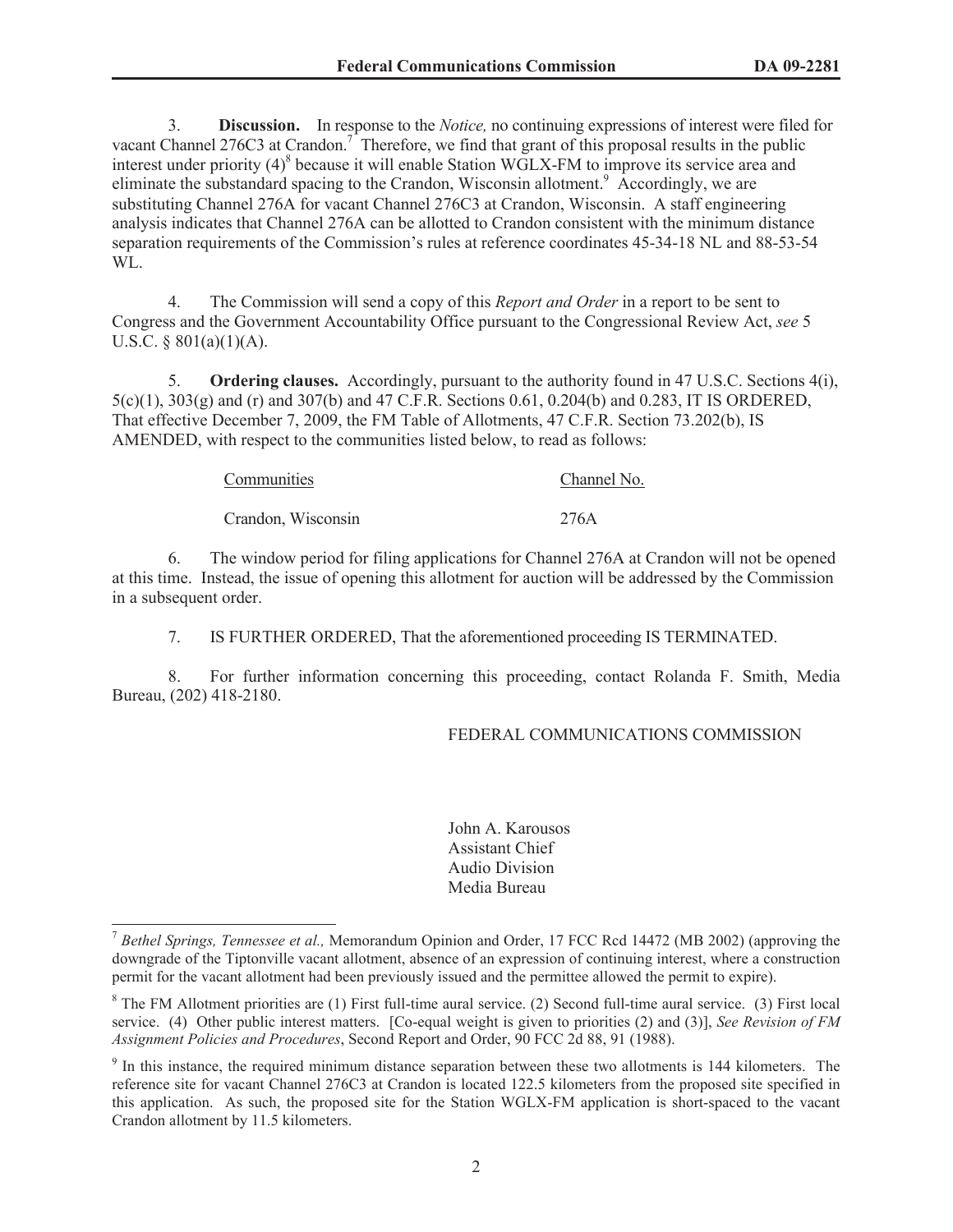3. **Discussion.** In response to the *Notice,* no continuing expressions of interest were filed for vacant Channel 276C3 at Crandon.[7] Therefore, we find that grant of this proposal results in the public interest under priority (4)[8] because it will enable Station WGLX-FM to improve its service area and eliminate the substandard spacing to the Crandon, Wisconsin allotment.[9] Accordingly, we are substituting Channel 276A for vacant Channel 276C3 at Crandon, Wisconsin. A staff engineering analysis indicates that Channel 276A can be allotted to Crandon consistent with the minimum distance separation requirements of the Commission's rules at reference coordinates 45-34-18 NL and 88-53-54 WL.

4. The Commission will send a copy of this *Report and Order* in a report to be sent to Congress and the Government Accountability Office pursuant to the Congressional Review Act, *see* 5 U.S.C. § 801(a)(1)(A).

5. **Ordering clauses.** Accordingly, pursuant to the authority found in 47 U.S.C. Sections 4(i), 5(c)(1), 303(g) and (r) and 307(b) and 47 C.F.R. Sections 0.61, 0.204(b) and 0.283, IT IS ORDERED, That effective December 7, 2009, the FM Table of Allotments, 47 C.F.R. Section 73.202(b), IS AMENDED, with respect to the communities listed below, to read as follows:

| Communities | Channel No. |
|---|---|
| Crandon, Wisconsin | 276A |

6. The window period for filing applications for Channel 276A at Crandon will not be opened at this time. Instead, the issue of opening this allotment for auction will be addressed by the Commission in a subsequent order.

7. IS FURTHER ORDERED, That the aforementioned proceeding IS TERMINATED.

8. For further information concerning this proceeding, contact Rolanda F. Smith, Media Bureau, (202) 418-2180.

FEDERAL COMMUNICATIONS COMMISSION

John A. Karousos
Assistant Chief
Audio Division
Media Bureau

---

[7] *Bethel Springs, Tennessee et al.,* Memorandum Opinion and Order, 17 FCC Rcd 14472 (MB 2002) (approving the downgrade of the Tiptonville vacant allotment, absence of an expression of continuing interest, where a construction permit for the vacant allotment had been previously issued and the permittee allowed the permit to expire).

[8] The FM Allotment priorities are (1) First full-time aural service. (2) Second full-time aural service. (3) First local service. (4) Other public interest matters. [Co-equal weight is given to priorities (2) and (3)], *See Revision of FM Assignment Policies and Procedures*, Second Report and Order, 90 FCC 2d 88, 91 (1988).

[9] In this instance, the required minimum distance separation between these two allotments is 144 kilometers. The reference site for vacant Channel 276C3 at Crandon is located 122.5 kilometers from the proposed site specified in this application. As such, the proposed site for the Station WGLX-FM application is short-spaced to the vacant Crandon allotment by 11.5 kilometers.